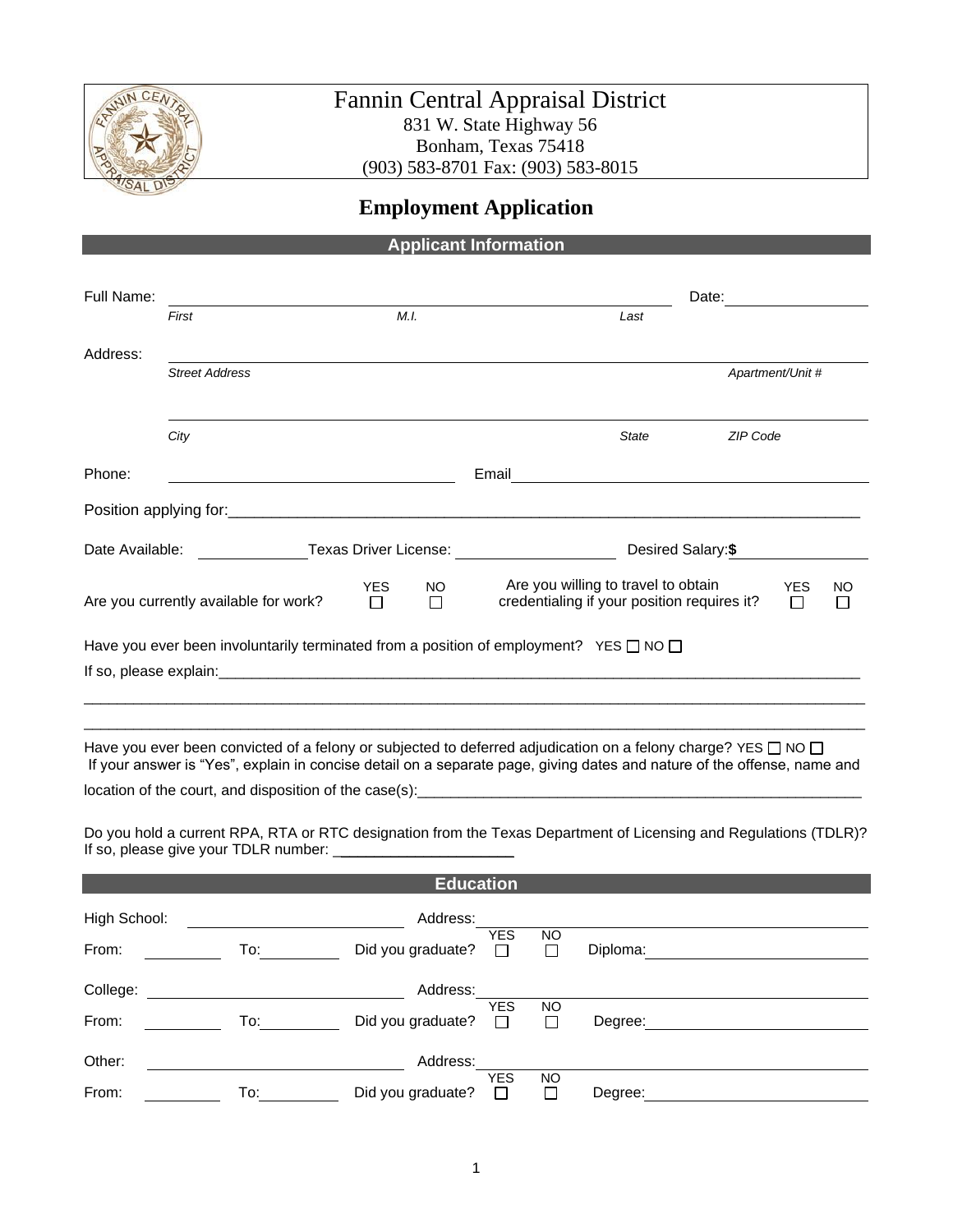# Fannin Central Appraisal District

831 W. State Highway 56
Bonham, Texas 75418
(903) 583-8701 Fax: (903) 583-8015

## Employment Application

### Applicant Information

Full Name: ______________________________________________ Date: ______________
*First* *M.I.* *Last*

Address: ______________________________________________
*Street Address* *Apartment/Unit #*

______________________________________________
*City* *State* *ZIP Code*

Phone: ______________________ Email ______________________

Position applying for:______________________________________________

Date Available: __________ Texas Driver License: ______________ Desired Salary:**$** __________

Are you currently available for work? YES ☐ NO ☐

Are you willing to travel to obtain credentialing if your position requires it? YES ☐ NO ☐

Have you ever been involuntarily terminated from a position of employment? YES ☐ NO ☐

If so, please explain:______________________________________________

______________________________________________

______________________________________________

Have you ever been convicted of a felony or subjected to deferred adjudication on a felony charge? YES ☐ NO ☐
If your answer is "Yes", explain in concise detail on a separate page, giving dates and nature of the offense, name and location of the court, and disposition of the case(s):______________________________________________

Do you hold a current RPA, RTA or RTC designation from the Texas Department of Licensing and Regulations (TDLR)? If so, please give your TDLR number: ______________________

### Education

High School: ______________________ Address: ______________________

From: __________ To: __________ Did you graduate? YES ☐ NO ☐ Diploma: ______________________

College: ______________________ Address: ______________________

From: __________ To: __________ Did you graduate? YES ☐ NO ☐ Degree: ______________________

Other: ______________________ Address: ______________________

From: __________ To: __________ Did you graduate? YES ☐ NO ☐ Degree: ______________________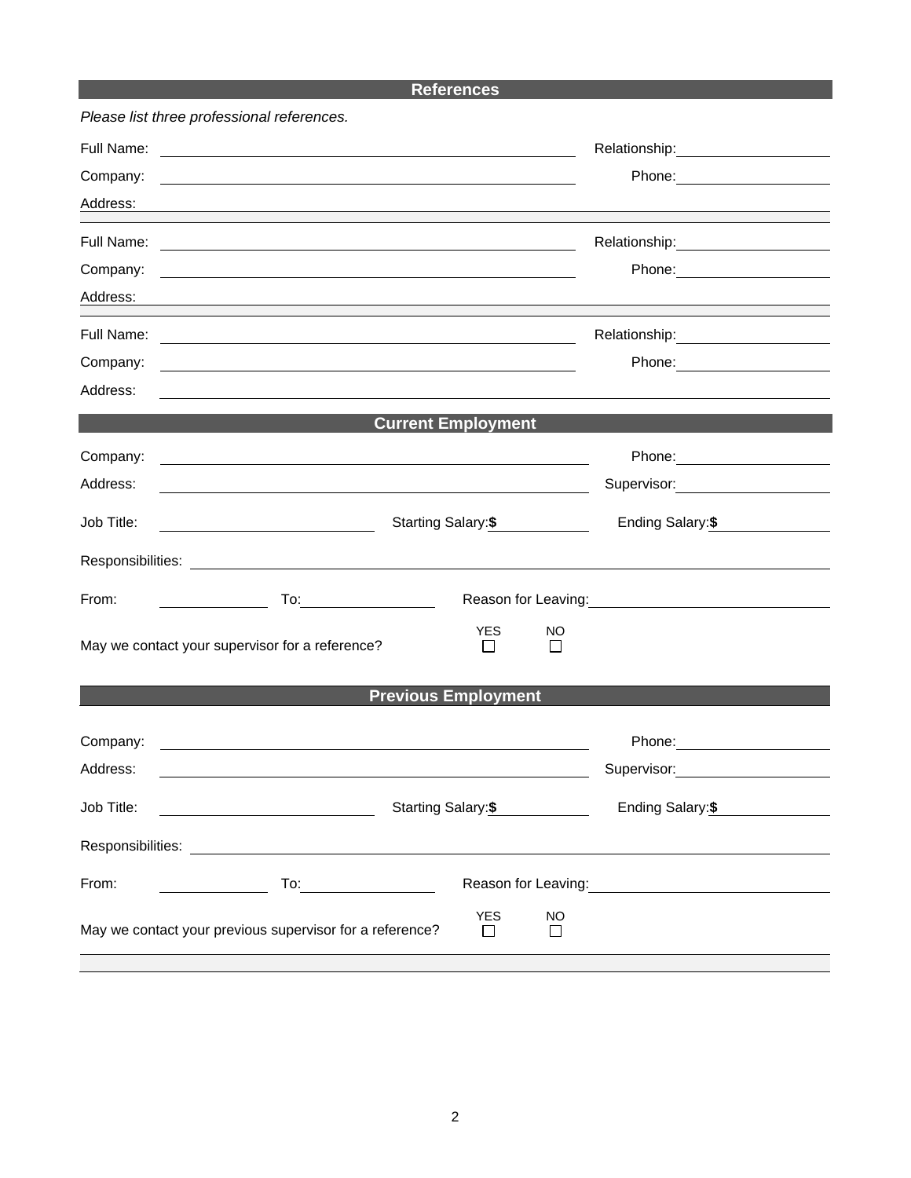## References

*Please list three professional references.*

Full Name: ______________________ Relationship: ______________________

Company: ______________________ Phone: ______________________

Address: ______________________

Full Name: ______________________ Relationship: ______________________

Company: ______________________ Phone: ______________________

Address: ______________________

Full Name: ______________________ Relationship: ______________________

Company: ______________________ Phone: ______________________

Address: ______________________

## Current Employment

Company: ______________________ Phone: ______________________

Address: ______________________ Supervisor: ______________________

Job Title: ______________________ Starting Salary: **$** ______________________ Ending Salary: **$** ______________________

Responsibilities: ______________________

From: ______________________ To: ______________________ Reason for Leaving: ______________________

May we contact your supervisor for a reference? YES ☐ NO ☐

## Previous Employment

Company: ______________________ Phone: ______________________

Address: ______________________ Supervisor: ______________________

Job Title: ______________________ Starting Salary: **$** ______________________ Ending Salary: **$** ______________________

Responsibilities: ______________________

From: ______________________ To: ______________________ Reason for Leaving: ______________________

May we contact your previous supervisor for a reference? YES ☐ NO ☐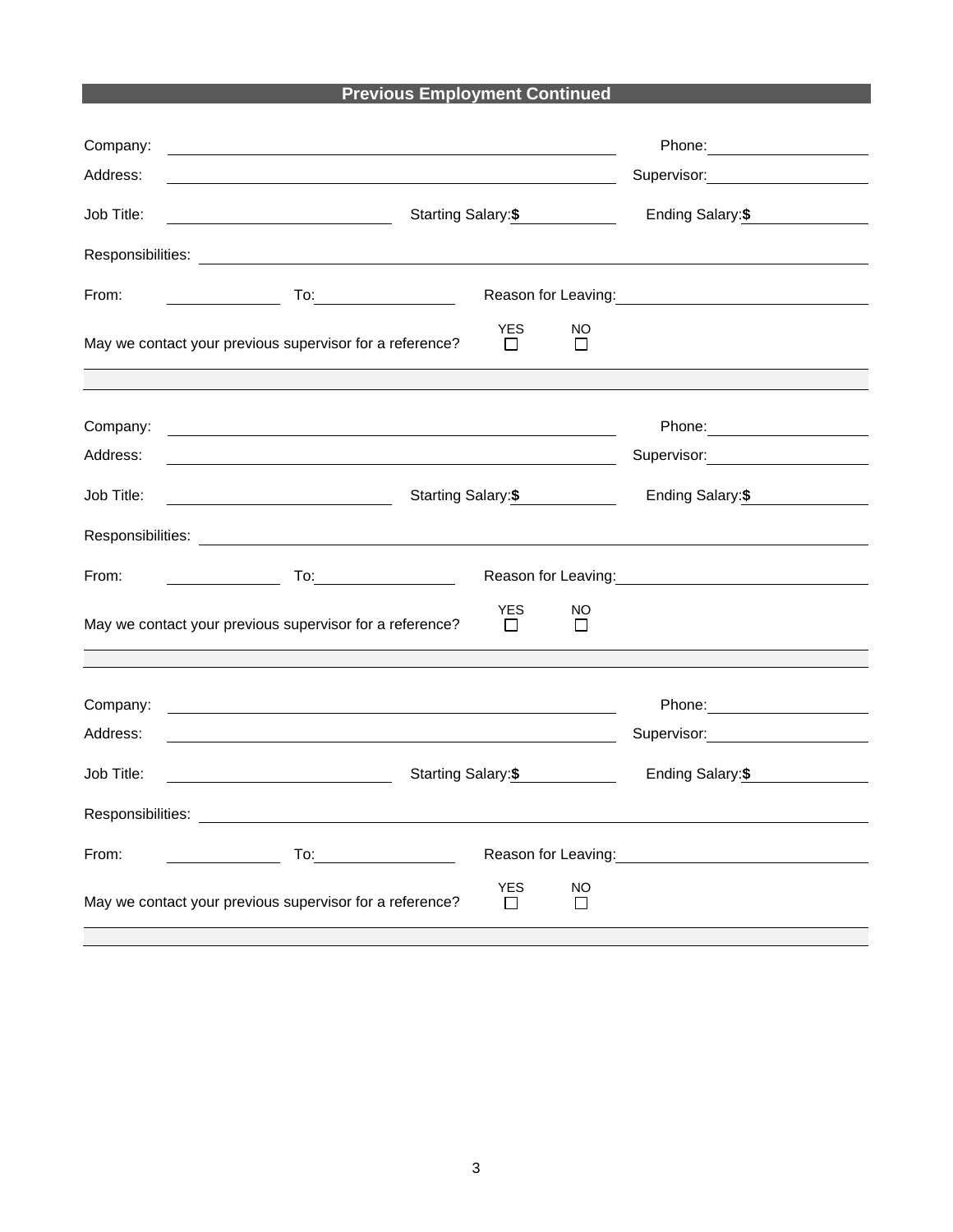## Previous Employment Continued

Company: ______________________________ Phone: ______________

Address: ______________________________ Supervisor: ______________

Job Title: ______________ Starting Salary: **$** __________ Ending Salary: **$** __________

Responsibilities: ____________________________________________

From: __________ To: __________ Reason for Leaving: ______________

May we contact your previous supervisor for a reference? YES ☐ NO ☐

---

Company: ______________________________ Phone: ______________

Address: ______________________________ Supervisor: ______________

Job Title: ______________ Starting Salary: **$** __________ Ending Salary: **$** __________

Responsibilities: ____________________________________________

From: __________ To: __________ Reason for Leaving: ______________

May we contact your previous supervisor for a reference? YES ☐ NO ☐

---

Company: ______________________________ Phone: ______________

Address: ______________________________ Supervisor: ______________

Job Title: ______________ Starting Salary: **$** __________ Ending Salary: **$** __________

Responsibilities: ____________________________________________

From: __________ To: __________ Reason for Leaving: ______________

May we contact your previous supervisor for a reference? YES ☐ NO ☐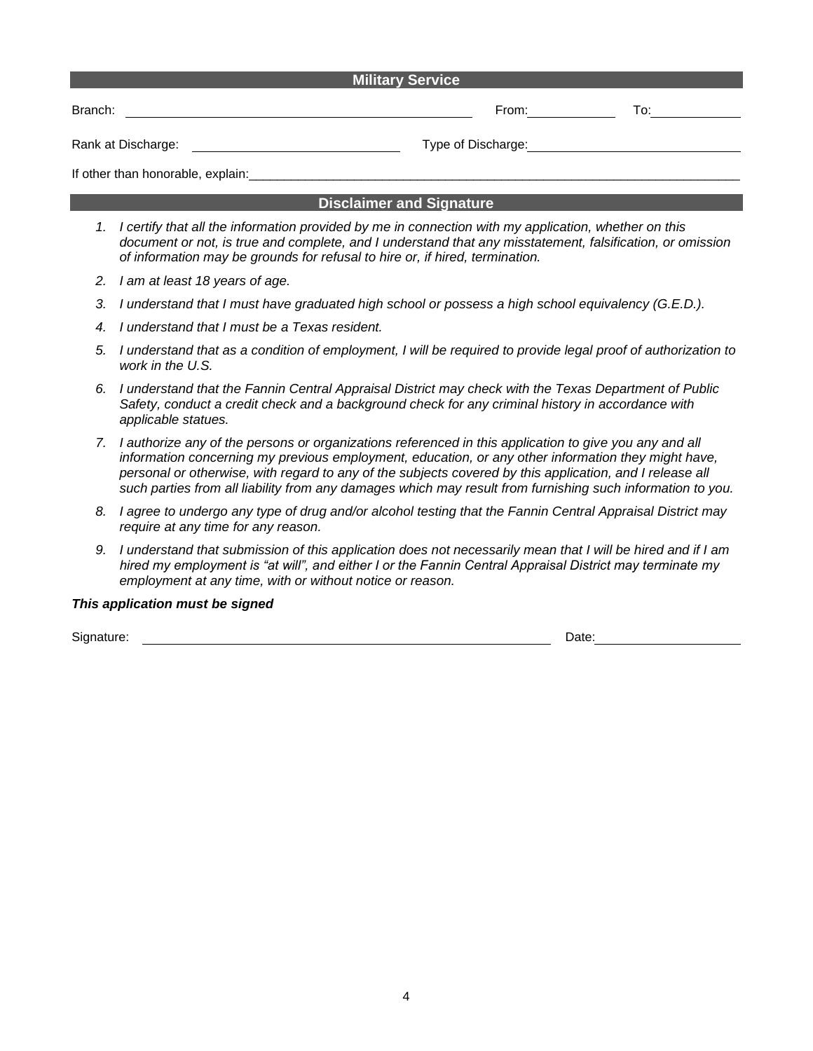## Military Service

Branch: ______________________________ From: __________ To: __________

Rank at Discharge: ______________________ Type of Discharge: ______________________

If other than honorable, explain: ________________________________________________

## Disclaimer and Signature

1. *I certify that all the information provided by me in connection with my application, whether on this document or not, is true and complete, and I understand that any misstatement, falsification, or omission of information may be grounds for refusal to hire or, if hired, termination.*
2. *I am at least 18 years of age.*
3. *I understand that I must have graduated high school or possess a high school equivalency (G.E.D.).*
4. *I understand that I must be a Texas resident.*
5. *I understand that as a condition of employment, I will be required to provide legal proof of authorization to work in the U.S.*
6. *I understand that the Fannin Central Appraisal District may check with the Texas Department of Public Safety, conduct a credit check and a background check for any criminal history in accordance with applicable statues.*
7. *I authorize any of the persons or organizations referenced in this application to give you any and all information concerning my previous employment, education, or any other information they might have, personal or otherwise, with regard to any of the subjects covered by this application, and I release all such parties from all liability from any damages which may result from furnishing such information to you.*
8. *I agree to undergo any type of drug and/or alcohol testing that the Fannin Central Appraisal District may require at any time for any reason.*
9. *I understand that submission of this application does not necessarily mean that I will be hired and if I am hired my employment is "at will", and either I or the Fannin Central Appraisal District may terminate my employment at any time, with or without notice or reason.*

***This application must be signed***

Signature: ________________________________________ Date: ______________